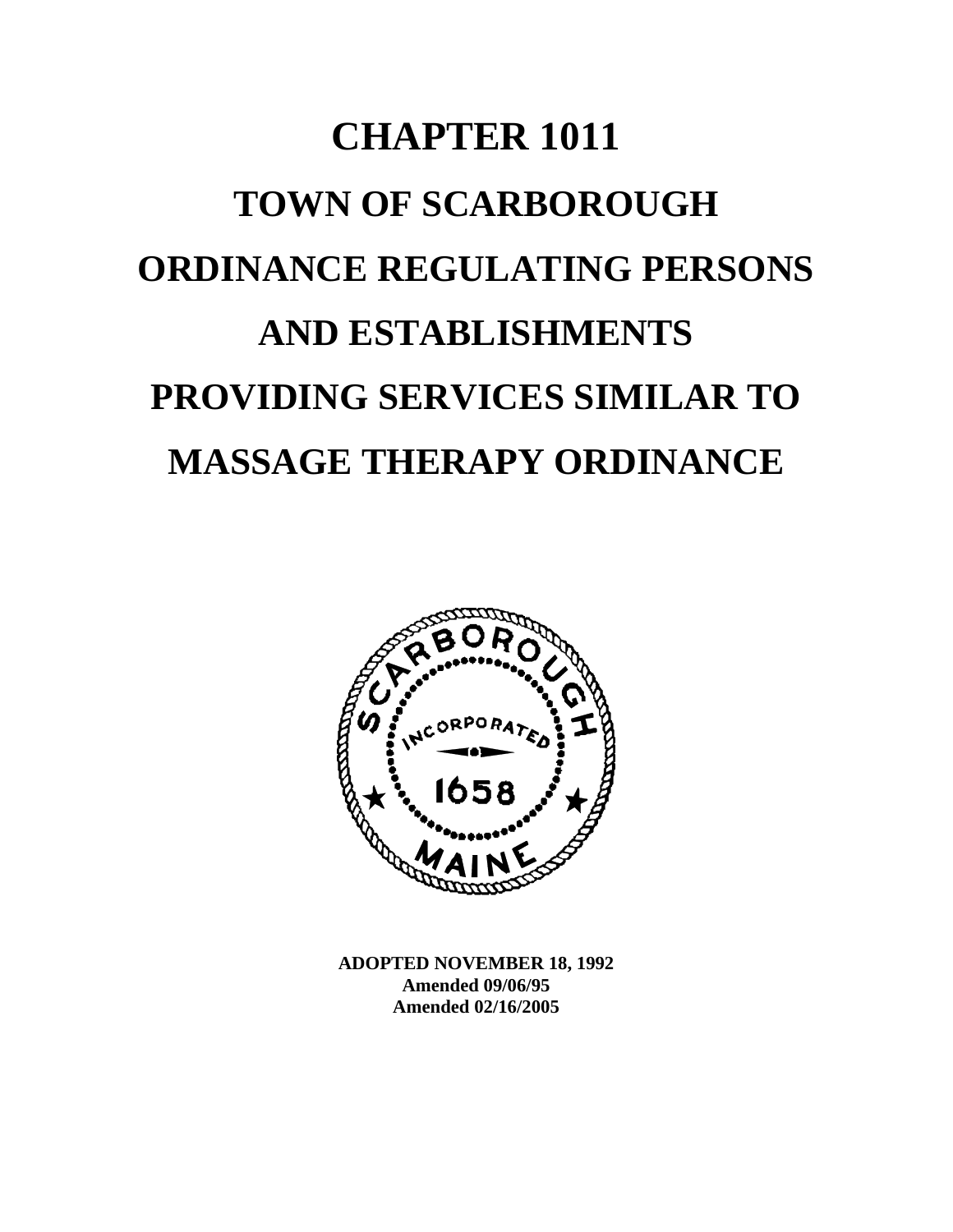# CHAPTER 1011

# TOWN OF SCARBOROUGH

# ORDINANCE REGULATING PERSONS AND ESTABLISHMENTS PROVIDING SERVICES SIMILAR TO MASSAGE THERAPY ORDINANCE

**ADOPTED NOVEMBER 18, 1992**
**Amended 09/06/95**
**Amended 02/16/2005**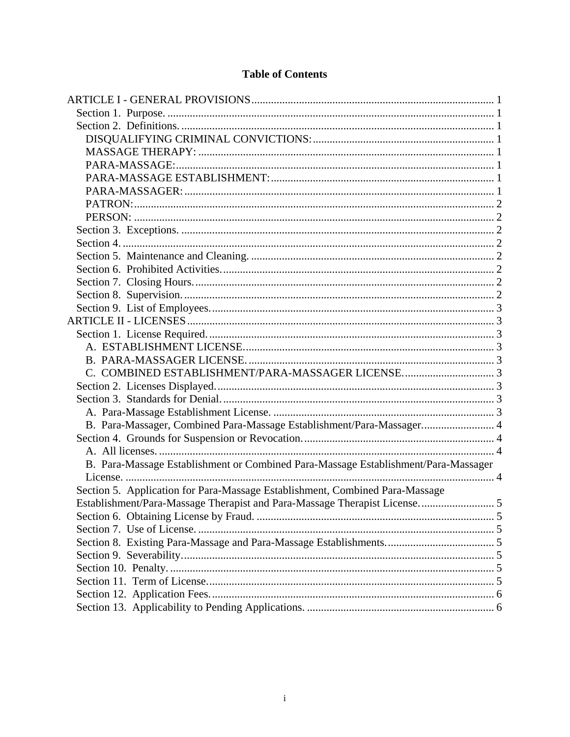# Table of Contents

ARTICLE I - GENERAL PROVISIONS ....................................................................................... 1
- Section 1. Purpose. ..................................................................................................... 1
- Section 2. Definitions. ............................................................................................... 1
  - DISQUALIFYING CRIMINAL CONVICTIONS: ................................................................ 1
  - MASSAGE THERAPY: ......................................................................................... 1
  - PARA-MASSAGE: ............................................................................................... 1
  - PARA-MASSAGE ESTABLISHMENT: ............................................................................ 1
  - PARA-MASSAGER: .............................................................................................. 1
  - PATRON: ................................................................................................................ 2
  - PERSON: ................................................................................................................ 2
- Section 3. Exceptions. ................................................................................................ 2
- Section 4. ..................................................................................................................... 2
- Section 5. Maintenance and Cleaning. ....................................................................... 2
- Section 6. Prohibited Activities. ................................................................................. 2
- Section 7. Closing Hours. ........................................................................................... 2
- Section 8. Supervision. .............................................................................................. 2
- Section 9. List of Employees. ..................................................................................... 3

ARTICLE II - LICENSES ............................................................................................. 3
- Section 1. License Required. ...................................................................................... 3
  - A. ESTABLISHMENT LICENSE. .......................................................................... 3
  - B. PARA-MASSAGER LICENSE. ........................................................................ 3
  - C. COMBINED ESTABLISHMENT/PARA-MASSAGER LICENSE. ................................ 3
- Section 2. Licenses Displayed. ................................................................................... 3
- Section 3. Standards for Denial. ................................................................................. 3
  - A. Para-Massage Establishment License. ............................................................... 3
  - B. Para-Massager, Combined Para-Massage Establishment/Para-Massager. ......................... 4
- Section 4. Grounds for Suspension or Revocation. .................................................... 4
  - A. All licenses. ........................................................................................................ 4
  - B. Para-Massage Establishment or Combined Para-Massage Establishment/Para-Massager License. .................................................................................................................. 4
- Section 5. Application for Para-Massage Establishment, Combined Para-Massage Establishment/Para-Massage Therapist and Para-Massage Therapist License. .......................... 5
- Section 6. Obtaining License by Fraud. .................................................................... 5
- Section 7. Use of License. .......................................................................................... 5
- Section 8. Existing Para-Massage and Para-Massage Establishments. ...................................... 5
- Section 9. Severability. ............................................................................................... 5
- Section 10. Penalty. .................................................................................................... 5
- Section 11. Term of License. ...................................................................................... 5
- Section 12. Application Fees. ..................................................................................... 6
- Section 13. Applicability to Pending Applications. ................................................... 6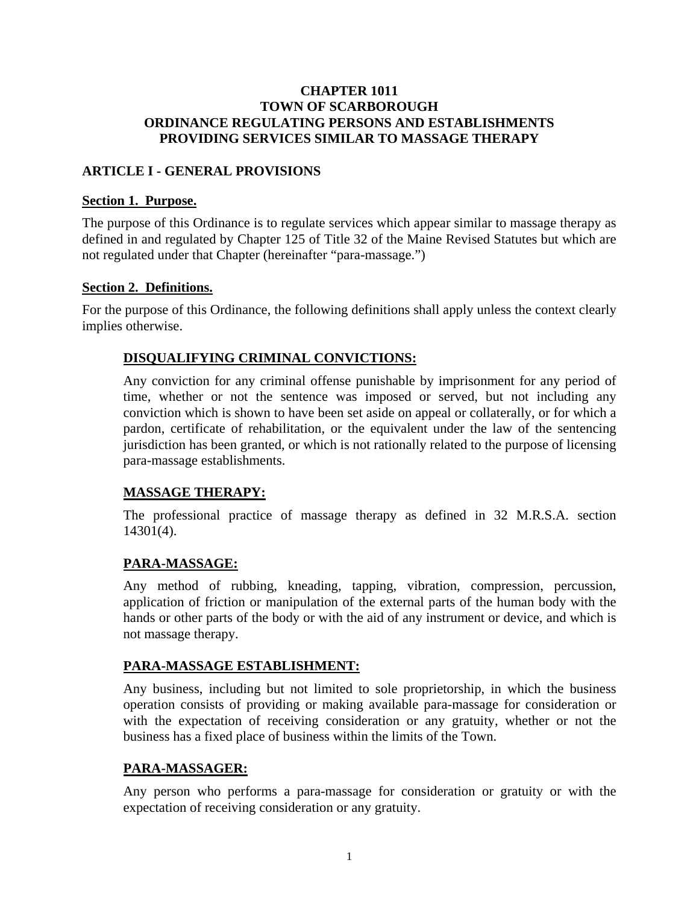# CHAPTER 1011
# TOWN OF SCARBOROUGH
# ORDINANCE REGULATING PERSONS AND ESTABLISHMENTS PROVIDING SERVICES SIMILAR TO MASSAGE THERAPY

## ARTICLE I - GENERAL PROVISIONS

### Section 1. Purpose.

The purpose of this Ordinance is to regulate services which appear similar to massage therapy as defined in and regulated by Chapter 125 of Title 32 of the Maine Revised Statutes but which are not regulated under that Chapter (hereinafter "para-massage.")

### Section 2. Definitions.

For the purpose of this Ordinance, the following definitions shall apply unless the context clearly implies otherwise.

**DISQUALIFYING CRIMINAL CONVICTIONS:**

Any conviction for any criminal offense punishable by imprisonment for any period of time, whether or not the sentence was imposed or served, but not including any conviction which is shown to have been set aside on appeal or collaterally, or for which a pardon, certificate of rehabilitation, or the equivalent under the law of the sentencing jurisdiction has been granted, or which is not rationally related to the purpose of licensing para-massage establishments.

**MASSAGE THERAPY:**

The professional practice of massage therapy as defined in 32 M.R.S.A. section 14301(4).

**PARA-MASSAGE:**

Any method of rubbing, kneading, tapping, vibration, compression, percussion, application of friction or manipulation of the external parts of the human body with the hands or other parts of the body or with the aid of any instrument or device, and which is not massage therapy.

**PARA-MASSAGE ESTABLISHMENT:**

Any business, including but not limited to sole proprietorship, in which the business operation consists of providing or making available para-massage for consideration or with the expectation of receiving consideration or any gratuity, whether or not the business has a fixed place of business within the limits of the Town.

**PARA-MASSAGER:**

Any person who performs a para-massage for consideration or gratuity or with the expectation of receiving consideration or any gratuity.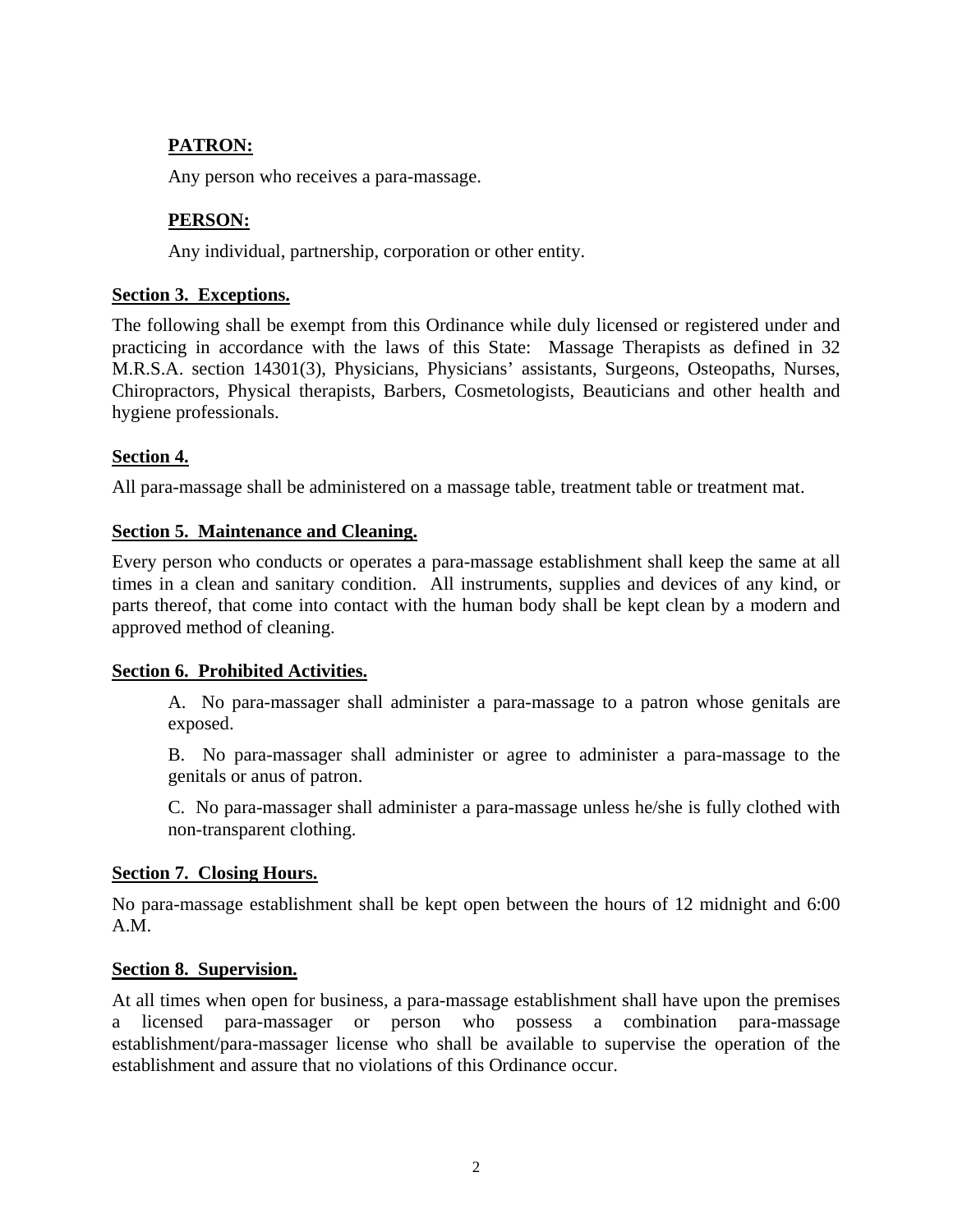**PATRON:**

Any person who receives a para-massage.

**PERSON:**

Any individual, partnership, corporation or other entity.

**Section 3. Exceptions.**

The following shall be exempt from this Ordinance while duly licensed or registered under and practicing in accordance with the laws of this State: Massage Therapists as defined in 32 M.R.S.A. section 14301(3), Physicians, Physicians' assistants, Surgeons, Osteopaths, Nurses, Chiropractors, Physical therapists, Barbers, Cosmetologists, Beauticians and other health and hygiene professionals.

**Section 4.**

All para-massage shall be administered on a massage table, treatment table or treatment mat.

**Section 5. Maintenance and Cleaning.**

Every person who conducts or operates a para-massage establishment shall keep the same at all times in a clean and sanitary condition. All instruments, supplies and devices of any kind, or parts thereof, that come into contact with the human body shall be kept clean by a modern and approved method of cleaning.

**Section 6. Prohibited Activities.**

A. No para-massager shall administer a para-massage to a patron whose genitals are exposed.

B. No para-massager shall administer or agree to administer a para-massage to the genitals or anus of patron.

C. No para-massager shall administer a para-massage unless he/she is fully clothed with non-transparent clothing.

**Section 7. Closing Hours.**

No para-massage establishment shall be kept open between the hours of 12 midnight and 6:00 A.M.

**Section 8. Supervision.**

At all times when open for business, a para-massage establishment shall have upon the premises a licensed para-massager or person who possess a combination para-massage establishment/para-massager license who shall be available to supervise the operation of the establishment and assure that no violations of this Ordinance occur.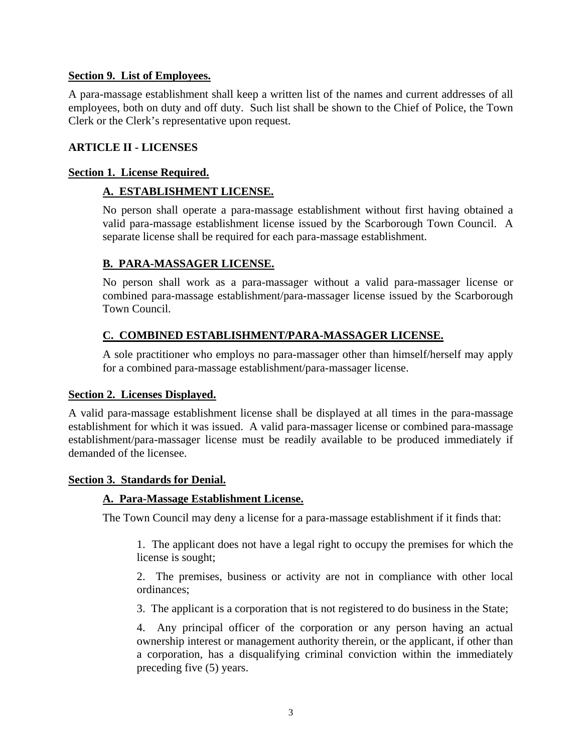**Section 9.  List of Employees.**

A para-massage establishment shall keep a written list of the names and current addresses of all employees, both on duty and off duty.  Such list shall be shown to the Chief of Police, the Town Clerk or the Clerk's representative upon request.

## ARTICLE II - LICENSES

**Section 1.  License Required.**

**A.  ESTABLISHMENT LICENSE.**

No person shall operate a para-massage establishment without first having obtained a valid para-massage establishment license issued by the Scarborough Town Council.  A separate license shall be required for each para-massage establishment.

**B.  PARA-MASSAGER LICENSE.**

No person shall work as a para-massager without a valid para-massager license or combined para-massage establishment/para-massager license issued by the Scarborough Town Council.

**C.  COMBINED ESTABLISHMENT/PARA-MASSAGER LICENSE.**

A sole practitioner who employs no para-massager other than himself/herself may apply for a combined para-massage establishment/para-massager license.

**Section 2.  Licenses Displayed.**

A valid para-massage establishment license shall be displayed at all times in the para-massage establishment for which it was issued.  A valid para-massager license or combined para-massage establishment/para-massager license must be readily available to be produced immediately if demanded of the licensee.

**Section 3.  Standards for Denial.**

**A.  Para-Massage Establishment License.**

The Town Council may deny a license for a para-massage establishment if it finds that:

1.  The applicant does not have a legal right to occupy the premises for which the license is sought;

2.  The premises, business or activity are not in compliance with other local ordinances;

3.  The applicant is a corporation that is not registered to do business in the State;

4.  Any principal officer of the corporation or any person having an actual ownership interest or management authority therein, or the applicant, if other than a corporation, has a disqualifying criminal conviction within the immediately preceding five (5) years.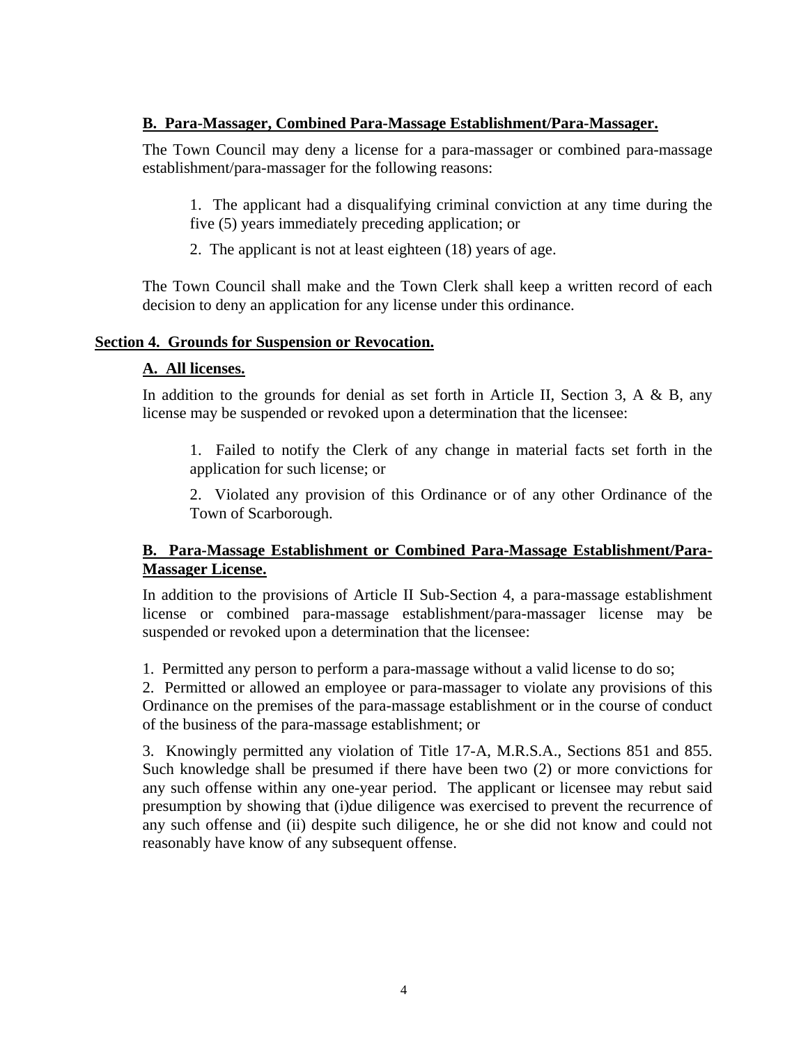### B. Para-Massager, Combined Para-Massage Establishment/Para-Massager.

The Town Council may deny a license for a para-massager or combined para-massage establishment/para-massager for the following reasons:

1. The applicant had a disqualifying criminal conviction at any time during the five (5) years immediately preceding application; or

2. The applicant is not at least eighteen (18) years of age.

The Town Council shall make and the Town Clerk shall keep a written record of each decision to deny an application for any license under this ordinance.

## Section 4. Grounds for Suspension or Revocation.

### A. All licenses.

In addition to the grounds for denial as set forth in Article II, Section 3, A & B, any license may be suspended or revoked upon a determination that the licensee:

1. Failed to notify the Clerk of any change in material facts set forth in the application for such license; or

2. Violated any provision of this Ordinance or of any other Ordinance of the Town of Scarborough.

### B. Para-Massage Establishment or Combined Para-Massage Establishment/Para-Massager License.

In addition to the provisions of Article II Sub-Section 4, a para-massage establishment license or combined para-massage establishment/para-massager license may be suspended or revoked upon a determination that the licensee:

1. Permitted any person to perform a para-massage without a valid license to do so;

2. Permitted or allowed an employee or para-massager to violate any provisions of this Ordinance on the premises of the para-massage establishment or in the course of conduct of the business of the para-massage establishment; or

3. Knowingly permitted any violation of Title 17-A, M.R.S.A., Sections 851 and 855. Such knowledge shall be presumed if there have been two (2) or more convictions for any such offense within any one-year period. The applicant or licensee may rebut said presumption by showing that (i)due diligence was exercised to prevent the recurrence of any such offense and (ii) despite such diligence, he or she did not know and could not reasonably have know of any subsequent offense.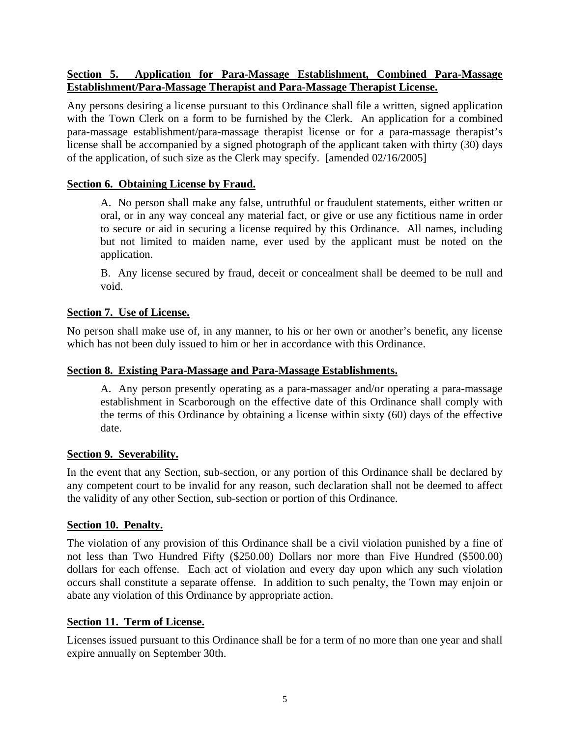**Section 5. Application for Para-Massage Establishment, Combined Para-Massage Establishment/Para-Massage Therapist and Para-Massage Therapist License.**

Any persons desiring a license pursuant to this Ordinance shall file a written, signed application with the Town Clerk on a form to be furnished by the Clerk. An application for a combined para-massage establishment/para-massage therapist license or for a para-massage therapist's license shall be accompanied by a signed photograph of the applicant taken with thirty (30) days of the application, of such size as the Clerk may specify. [amended 02/16/2005]

**Section 6. Obtaining License by Fraud.**

A. No person shall make any false, untruthful or fraudulent statements, either written or oral, or in any way conceal any material fact, or give or use any fictitious name in order to secure or aid in securing a license required by this Ordinance. All names, including but not limited to maiden name, ever used by the applicant must be noted on the application.

B. Any license secured by fraud, deceit or concealment shall be deemed to be null and void.

**Section 7. Use of License.**

No person shall make use of, in any manner, to his or her own or another's benefit, any license which has not been duly issued to him or her in accordance with this Ordinance.

**Section 8. Existing Para-Massage and Para-Massage Establishments.**

A. Any person presently operating as a para-massager and/or operating a para-massage establishment in Scarborough on the effective date of this Ordinance shall comply with the terms of this Ordinance by obtaining a license within sixty (60) days of the effective date.

**Section 9. Severability.**

In the event that any Section, sub-section, or any portion of this Ordinance shall be declared by any competent court to be invalid for any reason, such declaration shall not be deemed to affect the validity of any other Section, sub-section or portion of this Ordinance.

**Section 10. Penalty.**

The violation of any provision of this Ordinance shall be a civil violation punished by a fine of not less than Two Hundred Fifty ($250.00) Dollars nor more than Five Hundred ($500.00) dollars for each offense. Each act of violation and every day upon which any such violation occurs shall constitute a separate offense. In addition to such penalty, the Town may enjoin or abate any violation of this Ordinance by appropriate action.

**Section 11. Term of License.**

Licenses issued pursuant to this Ordinance shall be for a term of no more than one year and shall expire annually on September 30th.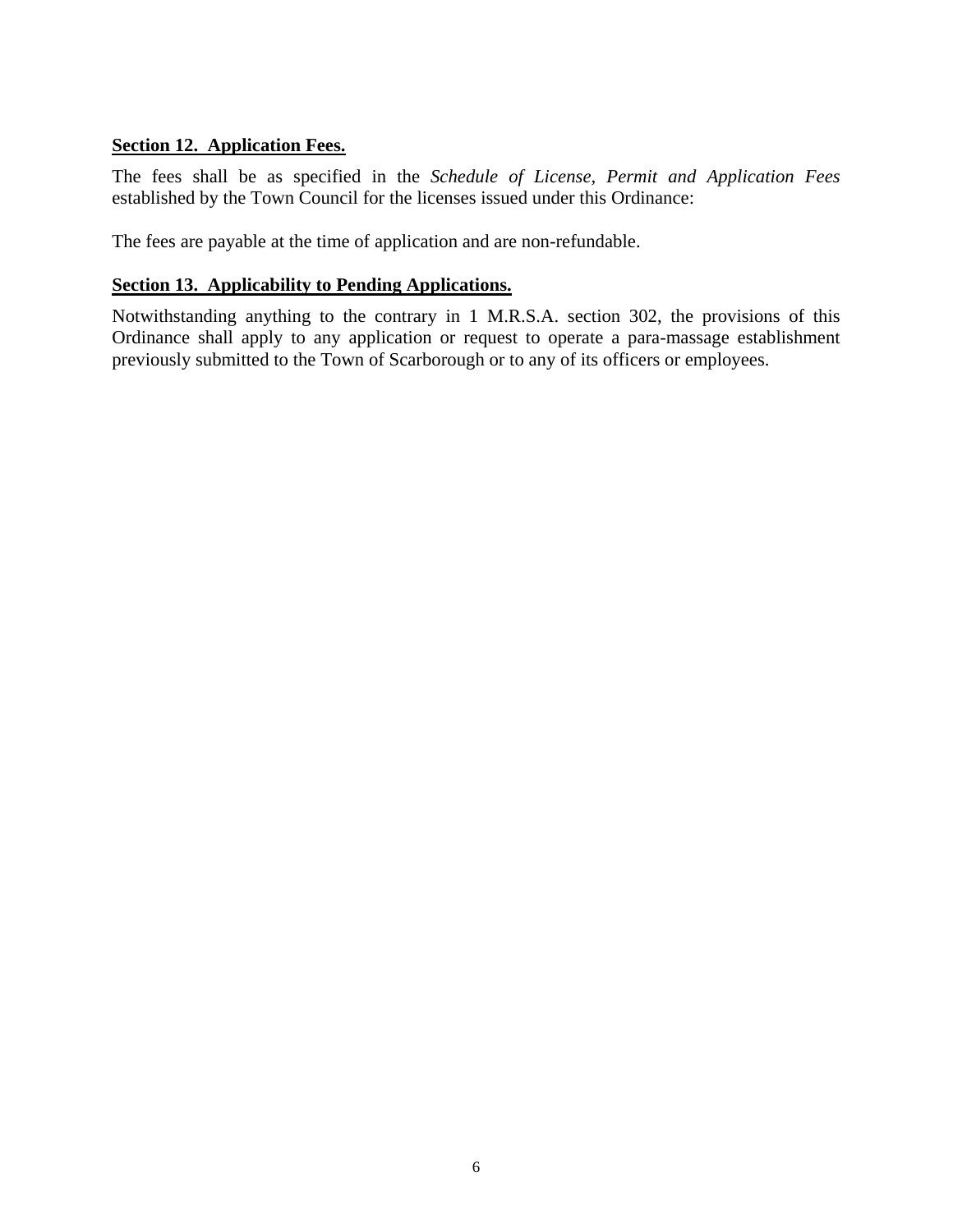**Section 12. Application Fees.**

The fees shall be as specified in the *Schedule of License, Permit and Application Fees* established by the Town Council for the licenses issued under this Ordinance:

The fees are payable at the time of application and are non-refundable.

**Section 13. Applicability to Pending Applications.**

Notwithstanding anything to the contrary in 1 M.R.S.A. section 302, the provisions of this Ordinance shall apply to any application or request to operate a para-massage establishment previously submitted to the Town of Scarborough or to any of its officers or employees.